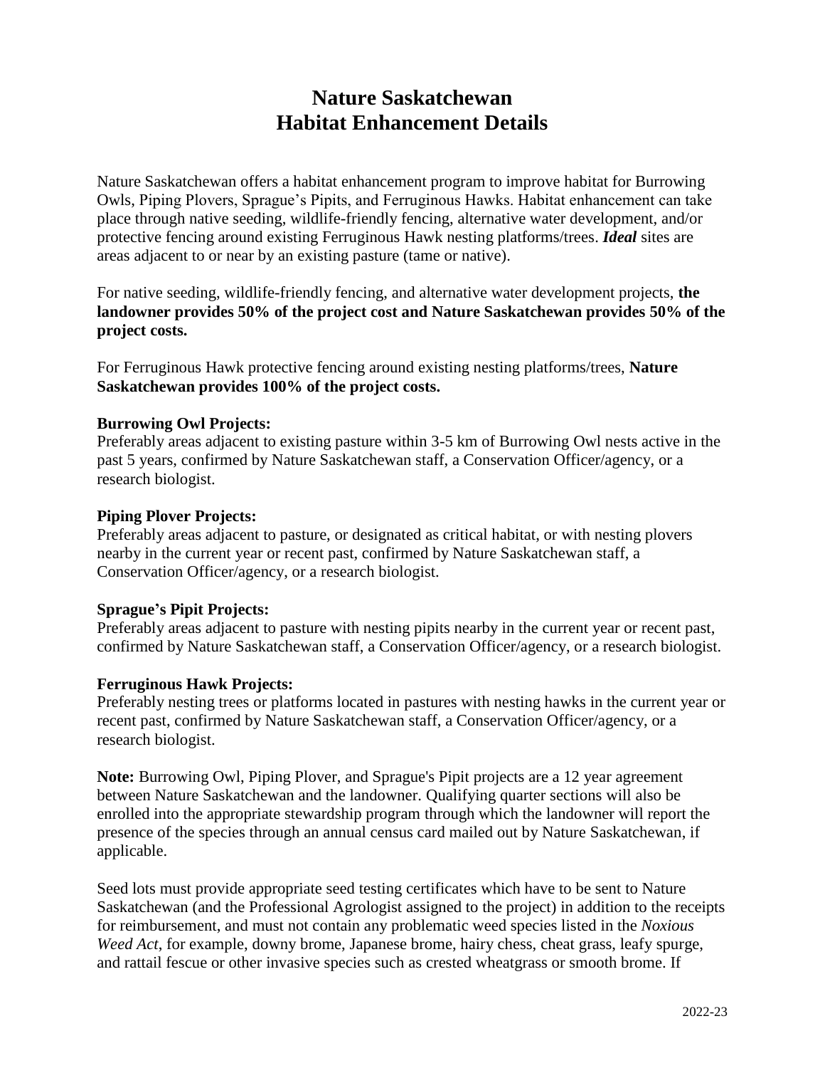# Nature Saskatchewan
# Habitat Enhancement Details

Nature Saskatchewan offers a habitat enhancement program to improve habitat for Burrowing Owls, Piping Plovers, Sprague's Pipits, and Ferruginous Hawks. Habitat enhancement can take place through native seeding, wildlife-friendly fencing, alternative water development, and/or protective fencing around existing Ferruginous Hawk nesting platforms/trees. ***Ideal*** sites are areas adjacent to or near by an existing pasture (tame or native).

For native seeding, wildlife-friendly fencing, and alternative water development projects, **the landowner provides 50% of the project cost and Nature Saskatchewan provides 50% of the project costs.**

For Ferruginous Hawk protective fencing around existing nesting platforms/trees, **Nature Saskatchewan provides 100% of the project costs.**

**Burrowing Owl Projects:**
Preferably areas adjacent to existing pasture within 3-5 km of Burrowing Owl nests active in the past 5 years, confirmed by Nature Saskatchewan staff, a Conservation Officer/agency, or a research biologist.

**Piping Plover Projects:**
Preferably areas adjacent to pasture, or designated as critical habitat, or with nesting plovers nearby in the current year or recent past, confirmed by Nature Saskatchewan staff, a Conservation Officer/agency, or a research biologist.

**Sprague's Pipit Projects:**
Preferably areas adjacent to pasture with nesting pipits nearby in the current year or recent past, confirmed by Nature Saskatchewan staff, a Conservation Officer/agency, or a research biologist.

**Ferruginous Hawk Projects:**
Preferably nesting trees or platforms located in pastures with nesting hawks in the current year or recent past, confirmed by Nature Saskatchewan staff, a Conservation Officer/agency, or a research biologist.

**Note:** Burrowing Owl, Piping Plover, and Sprague's Pipit projects are a 12 year agreement between Nature Saskatchewan and the landowner. Qualifying quarter sections will also be enrolled into the appropriate stewardship program through which the landowner will report the presence of the species through an annual census card mailed out by Nature Saskatchewan, if applicable.

Seed lots must provide appropriate seed testing certificates which have to be sent to Nature Saskatchewan (and the Professional Agrologist assigned to the project) in addition to the receipts for reimbursement, and must not contain any problematic weed species listed in the *Noxious Weed Act*, for example, downy brome, Japanese brome, hairy chess, cheat grass, leafy spurge, and rattail fescue or other invasive species such as crested wheatgrass or smooth brome. If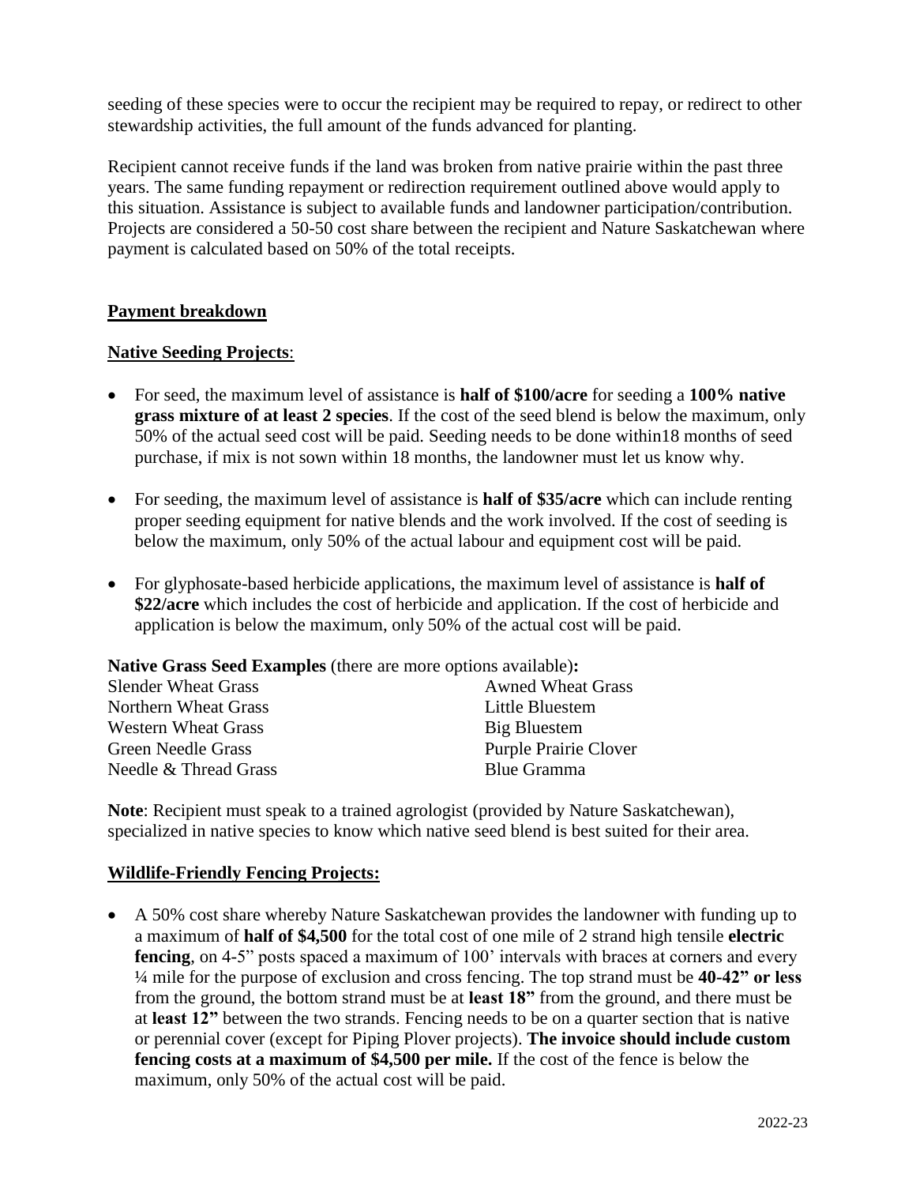seeding of these species were to occur the recipient may be required to repay, or redirect to other stewardship activities, the full amount of the funds advanced for planting.

Recipient cannot receive funds if the land was broken from native prairie within the past three years. The same funding repayment or redirection requirement outlined above would apply to this situation. Assistance is subject to available funds and landowner participation/contribution. Projects are considered a 50-50 cost share between the recipient and Nature Saskatchewan where payment is calculated based on 50% of the total receipts.

**Payment breakdown**

**Native Seeding Projects**:

- For seed, the maximum level of assistance is **half of $100/acre** for seeding a **100% native grass mixture of at least 2 species**. If the cost of the seed blend is below the maximum, only 50% of the actual seed cost will be paid. Seeding needs to be done within18 months of seed purchase, if mix is not sown within 18 months, the landowner must let us know why.
- For seeding, the maximum level of assistance is **half of $35/acre** which can include renting proper seeding equipment for native blends and the work involved. If the cost of seeding is below the maximum, only 50% of the actual labour and equipment cost will be paid.
- For glyphosate-based herbicide applications, the maximum level of assistance is **half of $22/acre** which includes the cost of herbicide and application. If the cost of herbicide and application is below the maximum, only 50% of the actual cost will be paid.

**Native Grass Seed Examples** (there are more options available)**:**

| | |
|---|---|
| Slender Wheat Grass | Awned Wheat Grass |
| Northern Wheat Grass | Little Bluestem |
| Western Wheat Grass | Big Bluestem |
| Green Needle Grass | Purple Prairie Clover |
| Needle & Thread Grass | Blue Gramma |

**Note**: Recipient must speak to a trained agrologist (provided by Nature Saskatchewan), specialized in native species to know which native seed blend is best suited for their area.

**Wildlife-Friendly Fencing Projects:**

- A 50% cost share whereby Nature Saskatchewan provides the landowner with funding up to a maximum of **half of $4,500** for the total cost of one mile of 2 strand high tensile **electric fencing**, on 4-5" posts spaced a maximum of 100' intervals with braces at corners and every ¼ mile for the purpose of exclusion and cross fencing. The top strand must be **40-42" or less** from the ground, the bottom strand must be at **least 18"** from the ground, and there must be at **least 12"** between the two strands. Fencing needs to be on a quarter section that is native or perennial cover (except for Piping Plover projects). **The invoice should include custom fencing costs at a maximum of $4,500 per mile.** If the cost of the fence is below the maximum, only 50% of the actual cost will be paid.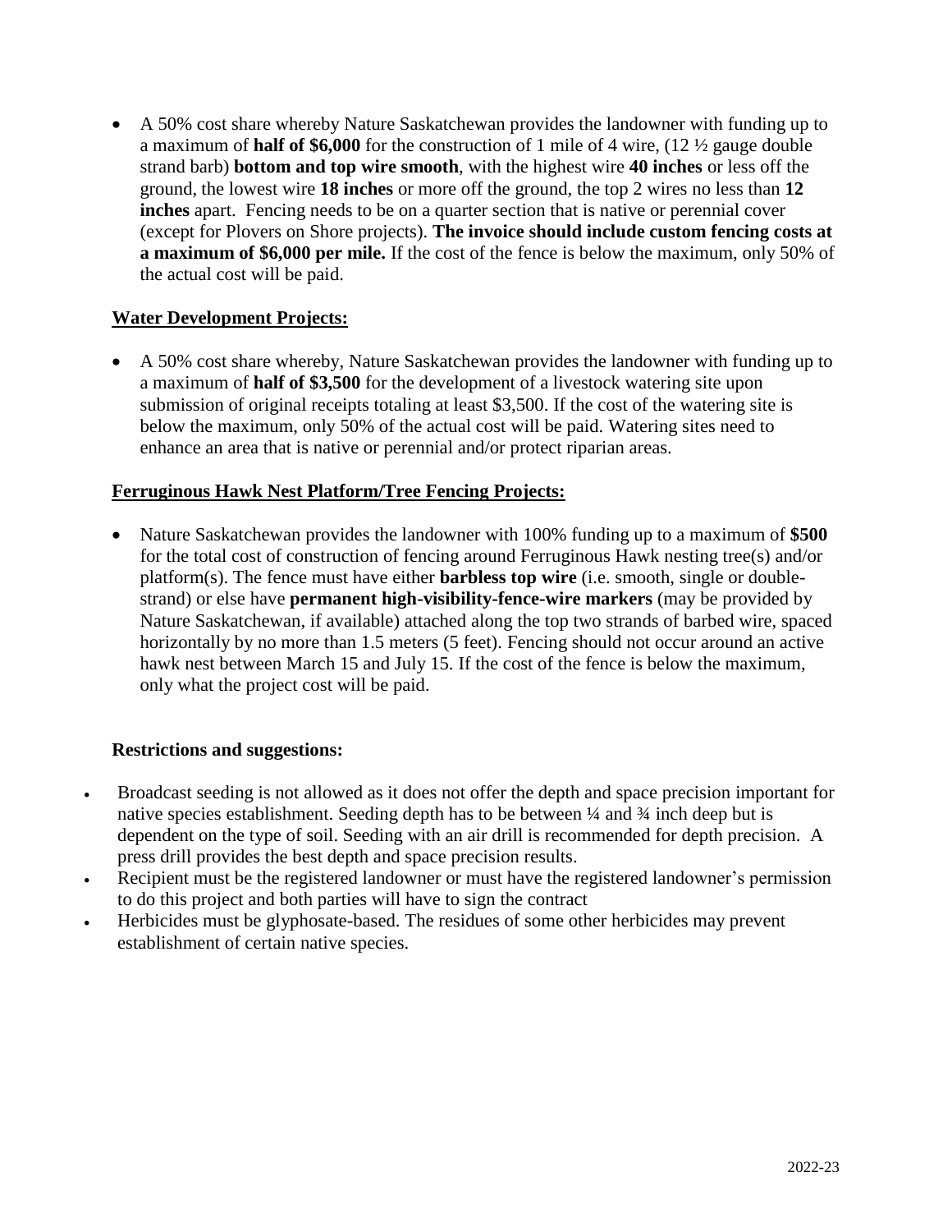- A 50% cost share whereby Nature Saskatchewan provides the landowner with funding up to a maximum of **half of $6,000** for the construction of 1 mile of 4 wire, (12 ½ gauge double strand barb) **bottom and top wire smooth**, with the highest wire **40 inches** or less off the ground, the lowest wire **18 inches** or more off the ground, the top 2 wires no less than **12 inches** apart. Fencing needs to be on a quarter section that is native or perennial cover (except for Plovers on Shore projects). **The invoice should include custom fencing costs at a maximum of $6,000 per mile.** If the cost of the fence is below the maximum, only 50% of the actual cost will be paid.

**Water Development Projects:**

- A 50% cost share whereby, Nature Saskatchewan provides the landowner with funding up to a maximum of **half of $3,500** for the development of a livestock watering site upon submission of original receipts totaling at least $3,500. If the cost of the watering site is below the maximum, only 50% of the actual cost will be paid. Watering sites need to enhance an area that is native or perennial and/or protect riparian areas.

**Ferruginous Hawk Nest Platform/Tree Fencing Projects:**

- Nature Saskatchewan provides the landowner with 100% funding up to a maximum of **$500** for the total cost of construction of fencing around Ferruginous Hawk nesting tree(s) and/or platform(s). The fence must have either **barbless top wire** (i.e. smooth, single or double-strand) or else have **permanent high-visibility-fence-wire markers** (may be provided by Nature Saskatchewan, if available) attached along the top two strands of barbed wire, spaced horizontally by no more than 1.5 meters (5 feet). Fencing should not occur around an active hawk nest between March 15 and July 15. If the cost of the fence is below the maximum, only what the project cost will be paid.

**Restrictions and suggestions:**

- Broadcast seeding is not allowed as it does not offer the depth and space precision important for native species establishment. Seeding depth has to be between ¼ and ¾ inch deep but is dependent on the type of soil. Seeding with an air drill is recommended for depth precision. A press drill provides the best depth and space precision results.
- Recipient must be the registered landowner or must have the registered landowner's permission to do this project and both parties will have to sign the contract
- Herbicides must be glyphosate-based. The residues of some other herbicides may prevent establishment of certain native species.

2022-23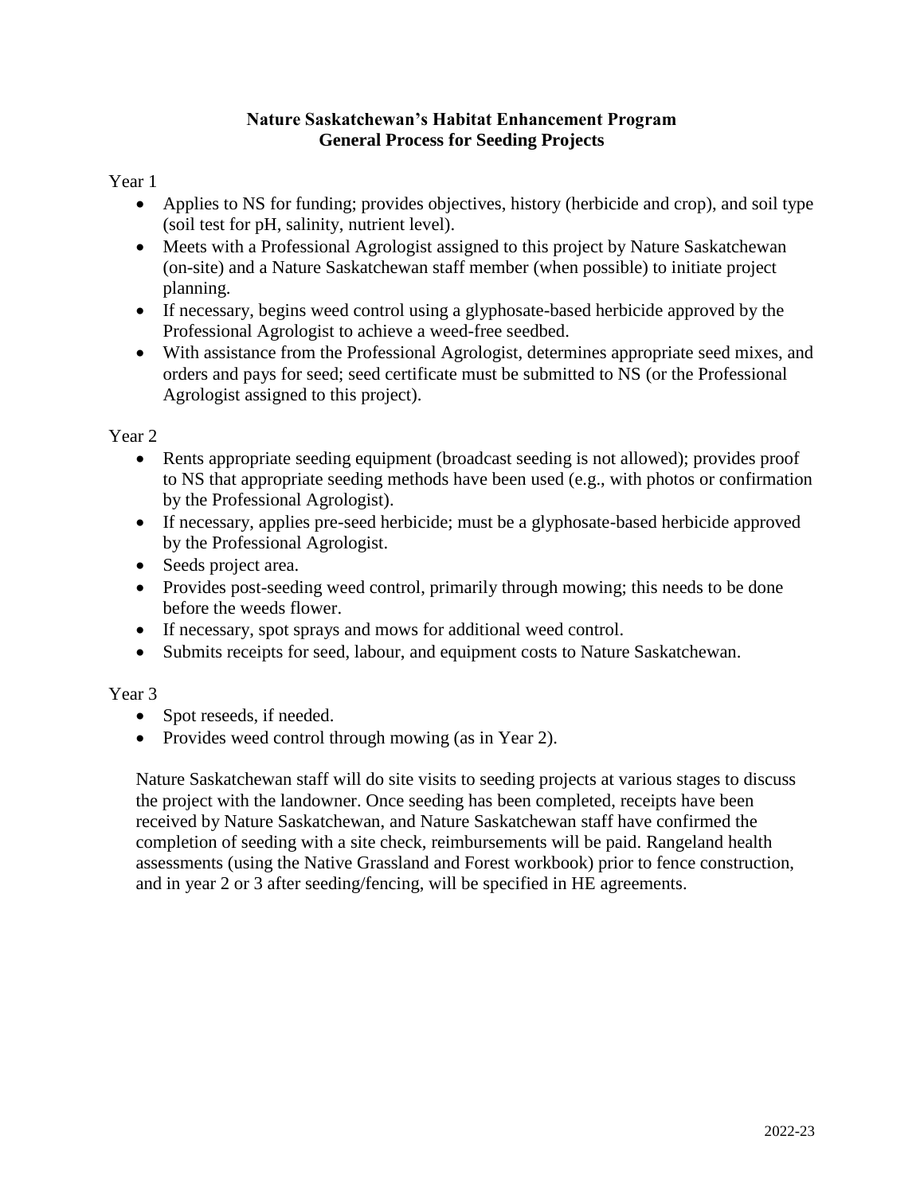**Nature Saskatchewan's Habitat Enhancement Program**
**General Process for Seeding Projects**

Year 1

- Applies to NS for funding; provides objectives, history (herbicide and crop), and soil type (soil test for pH, salinity, nutrient level).
- Meets with a Professional Agrologist assigned to this project by Nature Saskatchewan (on-site) and a Nature Saskatchewan staff member (when possible) to initiate project planning.
- If necessary, begins weed control using a glyphosate-based herbicide approved by the Professional Agrologist to achieve a weed-free seedbed.
- With assistance from the Professional Agrologist, determines appropriate seed mixes, and orders and pays for seed; seed certificate must be submitted to NS (or the Professional Agrologist assigned to this project).

Year 2

- Rents appropriate seeding equipment (broadcast seeding is not allowed); provides proof to NS that appropriate seeding methods have been used (e.g., with photos or confirmation by the Professional Agrologist).
- If necessary, applies pre-seed herbicide; must be a glyphosate-based herbicide approved by the Professional Agrologist.
- Seeds project area.
- Provides post-seeding weed control, primarily through mowing; this needs to be done before the weeds flower.
- If necessary, spot sprays and mows for additional weed control.
- Submits receipts for seed, labour, and equipment costs to Nature Saskatchewan.

Year 3

- Spot reseeds, if needed.
- Provides weed control through mowing (as in Year 2).

Nature Saskatchewan staff will do site visits to seeding projects at various stages to discuss the project with the landowner. Once seeding has been completed, receipts have been received by Nature Saskatchewan, and Nature Saskatchewan staff have confirmed the completion of seeding with a site check, reimbursements will be paid. Rangeland health assessments (using the Native Grassland and Forest workbook) prior to fence construction, and in year 2 or 3 after seeding/fencing, will be specified in HE agreements.

2022-23